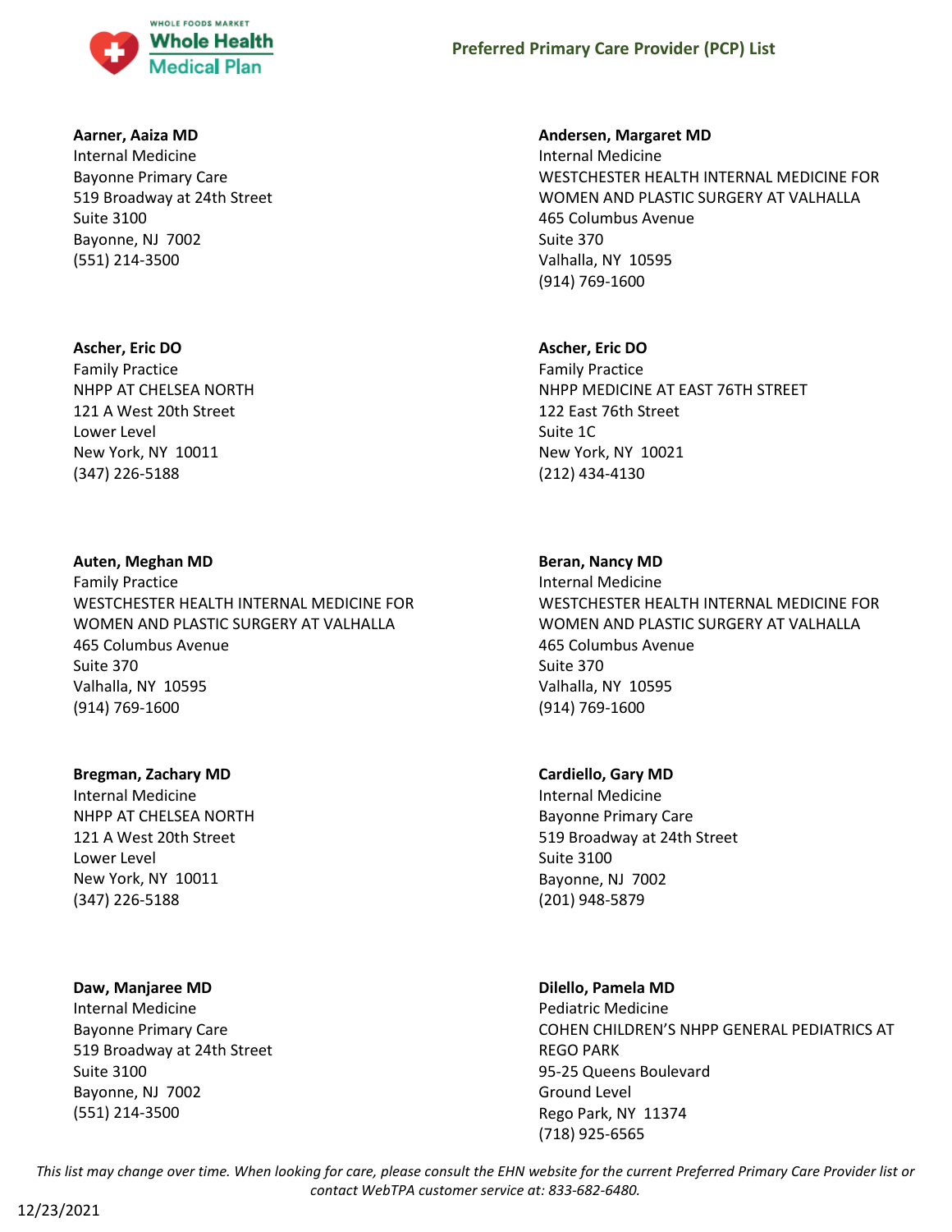# Preferred Primary Care Provider (PCP) List

**Aarner, Aaiza MD**
Internal Medicine
Bayonne Primary Care
519 Broadway at 24th Street
Suite 3100
Bayonne, NJ 7002
(551) 214-3500

**Andersen, Margaret MD**
Internal Medicine
WESTCHESTER HEALTH INTERNAL MEDICINE FOR WOMEN AND PLASTIC SURGERY AT VALHALLA
465 Columbus Avenue
Suite 370
Valhalla, NY 10595
(914) 769-1600

**Ascher, Eric DO**
Family Practice
NHPP AT CHELSEA NORTH
121 A West 20th Street
Lower Level
New York, NY 10011
(347) 226-5188

**Ascher, Eric DO**
Family Practice
NHPP MEDICINE AT EAST 76TH STREET
122 East 76th Street
Suite 1C
New York, NY 10021
(212) 434-4130

**Auten, Meghan MD**
Family Practice
WESTCHESTER HEALTH INTERNAL MEDICINE FOR WOMEN AND PLASTIC SURGERY AT VALHALLA
465 Columbus Avenue
Suite 370
Valhalla, NY 10595
(914) 769-1600

**Beran, Nancy MD**
Internal Medicine
WESTCHESTER HEALTH INTERNAL MEDICINE FOR WOMEN AND PLASTIC SURGERY AT VALHALLA
465 Columbus Avenue
Suite 370
Valhalla, NY 10595
(914) 769-1600

**Bregman, Zachary MD**
Internal Medicine
NHPP AT CHELSEA NORTH
121 A West 20th Street
Lower Level
New York, NY 10011
(347) 226-5188

**Cardiello, Gary MD**
Internal Medicine
Bayonne Primary Care
519 Broadway at 24th Street
Suite 3100
Bayonne, NJ 7002
(201) 948-5879

**Daw, Manjaree MD**
Internal Medicine
Bayonne Primary Care
519 Broadway at 24th Street
Suite 3100
Bayonne, NJ 7002
(551) 214-3500

**Dilello, Pamela MD**
Pediatric Medicine
COHEN CHILDREN'S NHPP GENERAL PEDIATRICS AT REGO PARK
95-25 Queens Boulevard
Ground Level
Rego Park, NY 11374
(718) 925-6565

*This list may change over time. When looking for care, please consult the EHN website for the current Preferred Primary Care Provider list or contact WebTPA customer service at: 833-682-6480.*

12/23/2021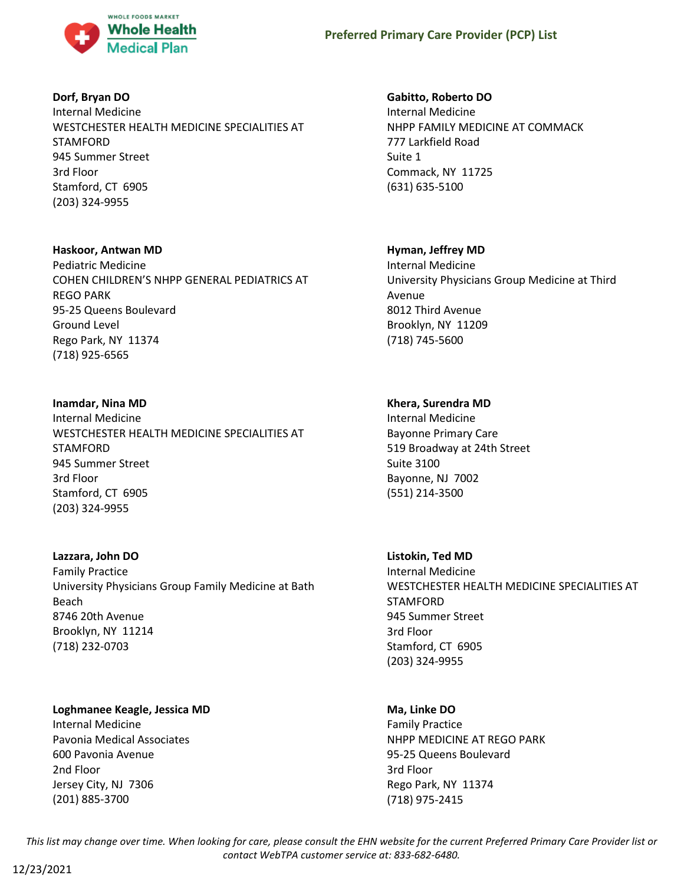**Dorf, Bryan DO**
Internal Medicine
WESTCHESTER HEALTH MEDICINE SPECIALITIES AT STAMFORD
945 Summer Street
3rd Floor
Stamford, CT  6905
(203) 324-9955

**Gabitto, Roberto DO**
Internal Medicine
NHPP FAMILY MEDICINE AT COMMACK
777 Larkfield Road
Suite 1
Commack, NY  11725
(631) 635-5100

**Haskoor, Antwan MD**
Pediatric Medicine
COHEN CHILDREN'S NHPP GENERAL PEDIATRICS AT REGO PARK
95-25 Queens Boulevard
Ground Level
Rego Park, NY  11374
(718) 925-6565

**Hyman, Jeffrey MD**
Internal Medicine
University Physicians Group Medicine at Third Avenue
8012 Third Avenue
Brooklyn, NY  11209
(718) 745-5600

**Inamdar, Nina MD**
Internal Medicine
WESTCHESTER HEALTH MEDICINE SPECIALITIES AT STAMFORD
945 Summer Street
3rd Floor
Stamford, CT  6905
(203) 324-9955

**Khera, Surendra MD**
Internal Medicine
Bayonne Primary Care
519 Broadway at 24th Street
Suite 3100
Bayonne, NJ  7002
(551) 214-3500

**Lazzara, John DO**
Family Practice
University Physicians Group Family Medicine at Bath Beach
8746 20th Avenue
Brooklyn, NY  11214
(718) 232-0703

**Listokin, Ted MD**
Internal Medicine
WESTCHESTER HEALTH MEDICINE SPECIALITIES AT STAMFORD
945 Summer Street
3rd Floor
Stamford, CT  6905
(203) 324-9955

**Loghmanee Keagle, Jessica MD**
Internal Medicine
Pavonia Medical Associates
600 Pavonia Avenue
2nd Floor
Jersey City, NJ  7306
(201) 885-3700

**Ma, Linke DO**
Family Practice
NHPP MEDICINE AT REGO PARK
95-25 Queens Boulevard
3rd Floor
Rego Park, NY  11374
(718) 975-2415

*This list may change over time. When looking for care, please consult the EHN website for the current Preferred Primary Care Provider list or contact WebTPA customer service at: 833-682-6480.*

12/23/2021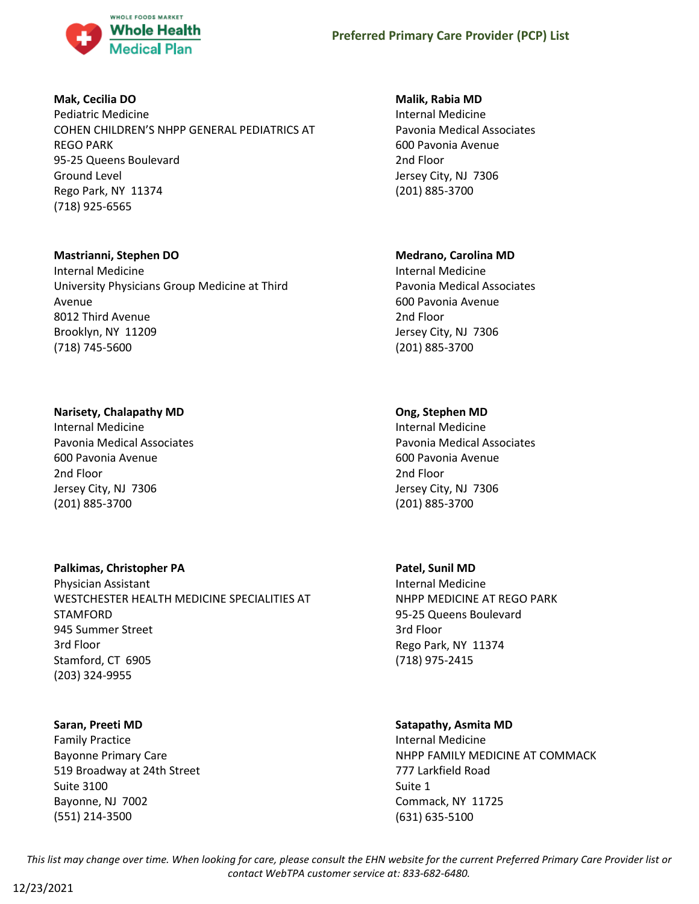**Mak, Cecilia DO**
Pediatric Medicine
COHEN CHILDREN'S NHPP GENERAL PEDIATRICS AT REGO PARK
95-25 Queens Boulevard
Ground Level
Rego Park, NY 11374
(718) 925-6565

**Malik, Rabia MD**
Internal Medicine
Pavonia Medical Associates
600 Pavonia Avenue
2nd Floor
Jersey City, NJ 7306
(201) 885-3700

**Mastrianni, Stephen DO**
Internal Medicine
University Physicians Group Medicine at Third Avenue
8012 Third Avenue
Brooklyn, NY 11209
(718) 745-5600

**Medrano, Carolina MD**
Internal Medicine
Pavonia Medical Associates
600 Pavonia Avenue
2nd Floor
Jersey City, NJ 7306
(201) 885-3700

**Narisety, Chalapathy MD**
Internal Medicine
Pavonia Medical Associates
600 Pavonia Avenue
2nd Floor
Jersey City, NJ 7306
(201) 885-3700

**Ong, Stephen MD**
Internal Medicine
Pavonia Medical Associates
600 Pavonia Avenue
2nd Floor
Jersey City, NJ 7306
(201) 885-3700

**Palkimas, Christopher PA**
Physician Assistant
WESTCHESTER HEALTH MEDICINE SPECIALITIES AT STAMFORD
945 Summer Street
3rd Floor
Stamford, CT 6905
(203) 324-9955

**Patel, Sunil MD**
Internal Medicine
NHPP MEDICINE AT REGO PARK
95-25 Queens Boulevard
3rd Floor
Rego Park, NY 11374
(718) 975-2415

**Saran, Preeti MD**
Family Practice
Bayonne Primary Care
519 Broadway at 24th Street
Suite 3100
Bayonne, NJ 7002
(551) 214-3500

**Satapathy, Asmita MD**
Internal Medicine
NHPP FAMILY MEDICINE AT COMMACK
777 Larkfield Road
Suite 1
Commack, NY 11725
(631) 635-5100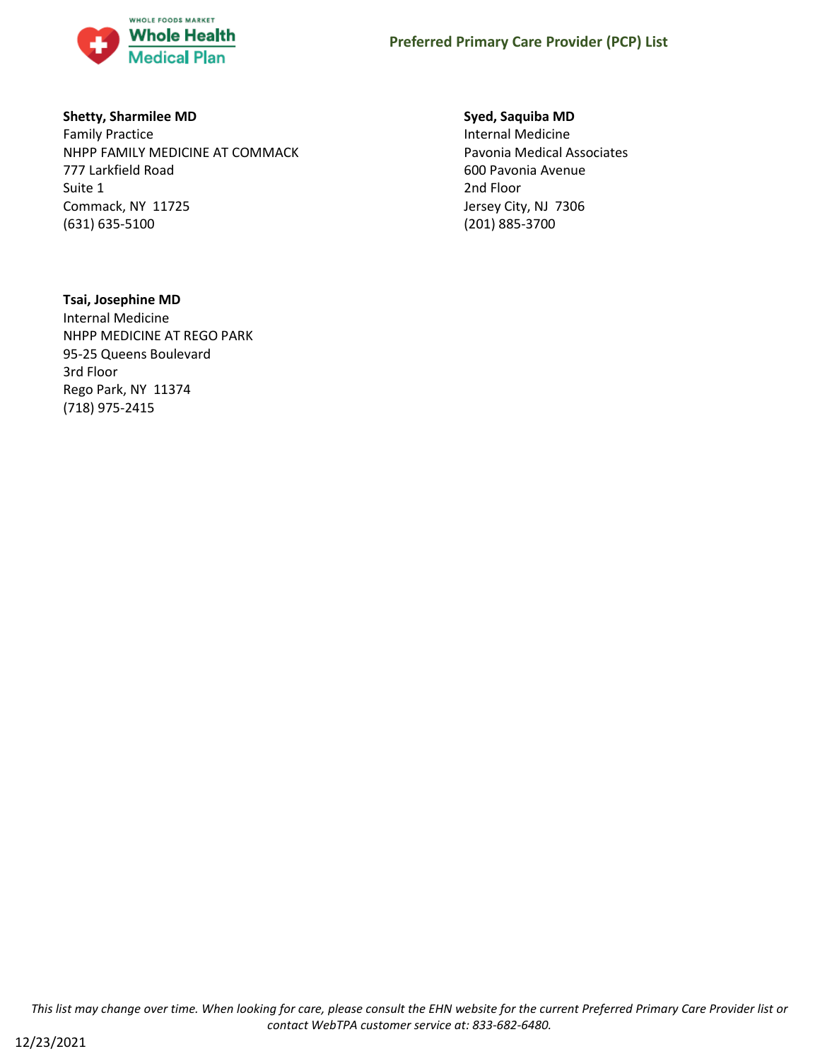**Shetty, Sharmilee MD**
Family Practice
NHPP FAMILY MEDICINE AT COMMACK
777 Larkfield Road
Suite 1
Commack, NY 11725
(631) 635-5100

**Tsai, Josephine MD**
Internal Medicine
NHPP MEDICINE AT REGO PARK
95-25 Queens Boulevard
3rd Floor
Rego Park, NY 11374
(718) 975-2415

**Syed, Saquiba MD**
Internal Medicine
Pavonia Medical Associates
600 Pavonia Avenue
2nd Floor
Jersey City, NJ 7306
(201) 885-3700

*This list may change over time. When looking for care, please consult the EHN website for the current Preferred Primary Care Provider list or contact WebTPA customer service at: 833-682-6480.*

12/23/2021